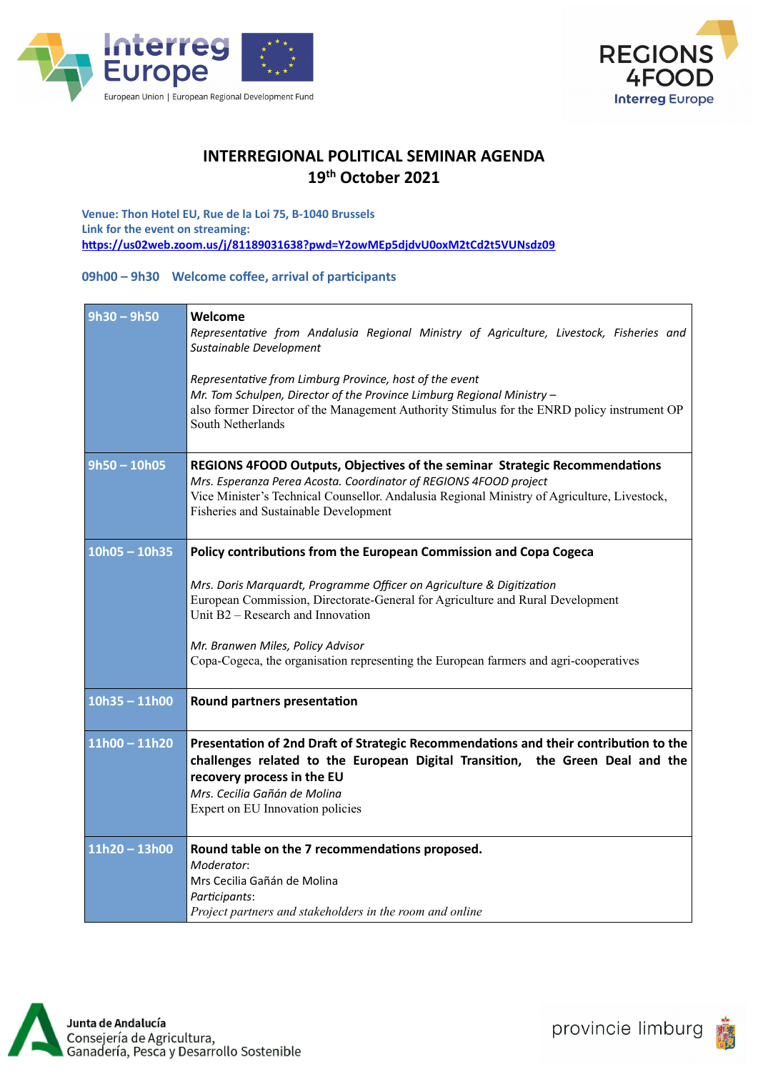# INTERREGIONAL POLITICAL SEMINAR AGENDA
## 19th October 2021

**Venue: Thon Hotel EU, Rue de la Loi 75, B-1040 Brussels**
**Link for the event on streaming:**
**https://us02web.zoom.us/j/81189031638?pwd=Y2owMEp5djdvU0oxM2tCd2t5VUNsdz09**

**09h00 – 9h30 Welcome coffee, arrival of participants**

| | |
|---|---|
| **9h30 – 9h50** | **Welcome**<br>*Representative from Andalusia Regional Ministry of Agriculture, Livestock, Fisheries and Sustainable Development*<br><br>*Representative from Limburg Province, host of the event*<br>*Mr. Tom Schulpen, Director of the Province Limburg Regional Ministry –*<br>also former Director of the Management Authority Stimulus for the ENRD policy instrument OP South Netherlands |
| **9h50 – 10h05** | **REGIONS 4FOOD Outputs, Objectives of the seminar Strategic Recommendations**<br>*Mrs. Esperanza Perea Acosta. Coordinator of REGIONS 4FOOD project*<br>Vice Minister's Technical Counsellor. Andalusia Regional Ministry of Agriculture, Livestock, Fisheries and Sustainable Development |
| **10h05 – 10h35** | **Policy contributions from the European Commission and Copa Cogeca**<br><br>*Mrs. Doris Marquardt, Programme Officer on Agriculture & Digitization*<br>European Commission, Directorate-General for Agriculture and Rural Development<br>Unit B2 – Research and Innovation<br><br>*Mr. Branwen Miles, Policy Advisor*<br>Copa-Cogeca, the organisation representing the European farmers and agri-cooperatives |
| **10h35 – 11h00** | **Round partners presentation** |
| **11h00 – 11h20** | **Presentation of 2nd Draft of Strategic Recommendations and their contribution to the challenges related to the European Digital Transition, the Green Deal and the recovery process in the EU**<br>*Mrs. Cecilia Gañán de Molina*<br>Expert on EU Innovation policies |
| **11h20 – 13h00** | **Round table on the 7 recommendations proposed.**<br>*Moderator*:<br>Mrs Cecilia Gañán de Molina<br>*Participants*:<br>*Project partners and stakeholders in the room and online* |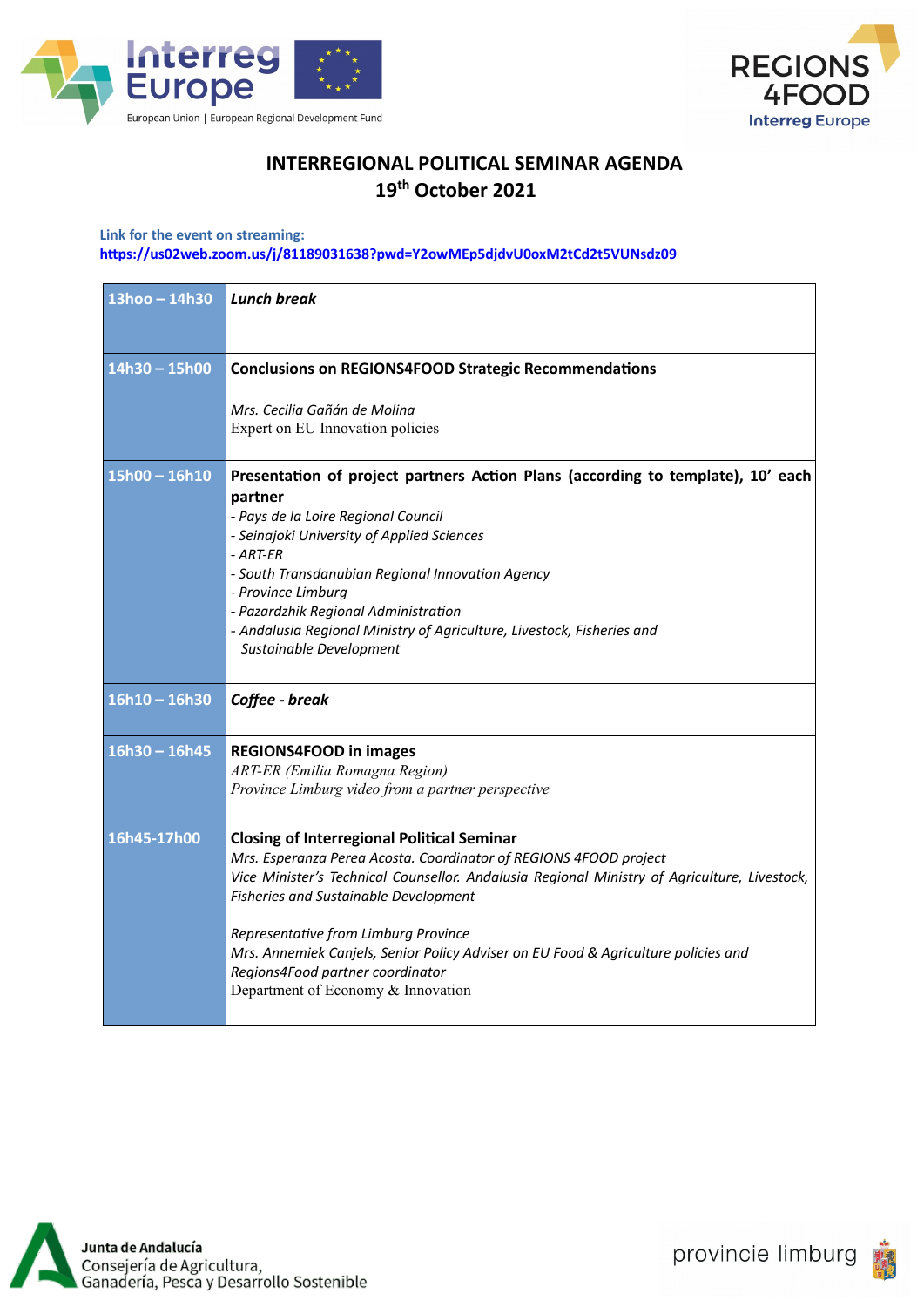# INTERREGIONAL POLITICAL SEMINAR AGENDA

## 19th October 2021

**Link for the event on streaming:**
https://us02web.zoom.us/j/81189031638?pwd=Y2owMEp5djdvU0oxM2tCd2t5VUNsdz09

| | |
|---|---|
| 13hoo – 14h30 | ***Lunch break*** |
| 14h30 – 15h00 | **Conclusions on REGIONS4FOOD Strategic Recommendations**<br><br>*Mrs. Cecilia Gañán de Molina*<br>Expert on EU Innovation policies |
| 15h00 – 16h10 | **Presentation of project partners Action Plans (according to template), 10' each partner**<br>*- Pays de la Loire Regional Council*<br>*- Seinajoki University of Applied Sciences*<br>*- ART-ER*<br>*- South Transdanubian Regional Innovation Agency*<br>*- Province Limburg*<br>*- Pazardzhik Regional Administration*<br>*- Andalusia Regional Ministry of Agriculture, Livestock, Fisheries and Sustainable Development* |
| 16h10 – 16h30 | ***Coffee - break*** |
| 16h30 – 16h45 | **REGIONS4FOOD in images**<br>*ART-ER (Emilia Romagna Region)*<br>*Province Limburg video from a partner perspective* |
| 16h45-17h00 | **Closing of Interregional Political Seminar**<br>*Mrs. Esperanza Perea Acosta. Coordinator of REGIONS 4FOOD project*<br>*Vice Minister's Technical Counsellor. Andalusia Regional Ministry of Agriculture, Livestock, Fisheries and Sustainable Development*<br><br>*Representative from Limburg Province*<br>*Mrs. Annemiek Canjels, Senior Policy Adviser on EU Food & Agriculture policies and Regions4Food partner coordinator*<br>Department of Economy & Innovation |